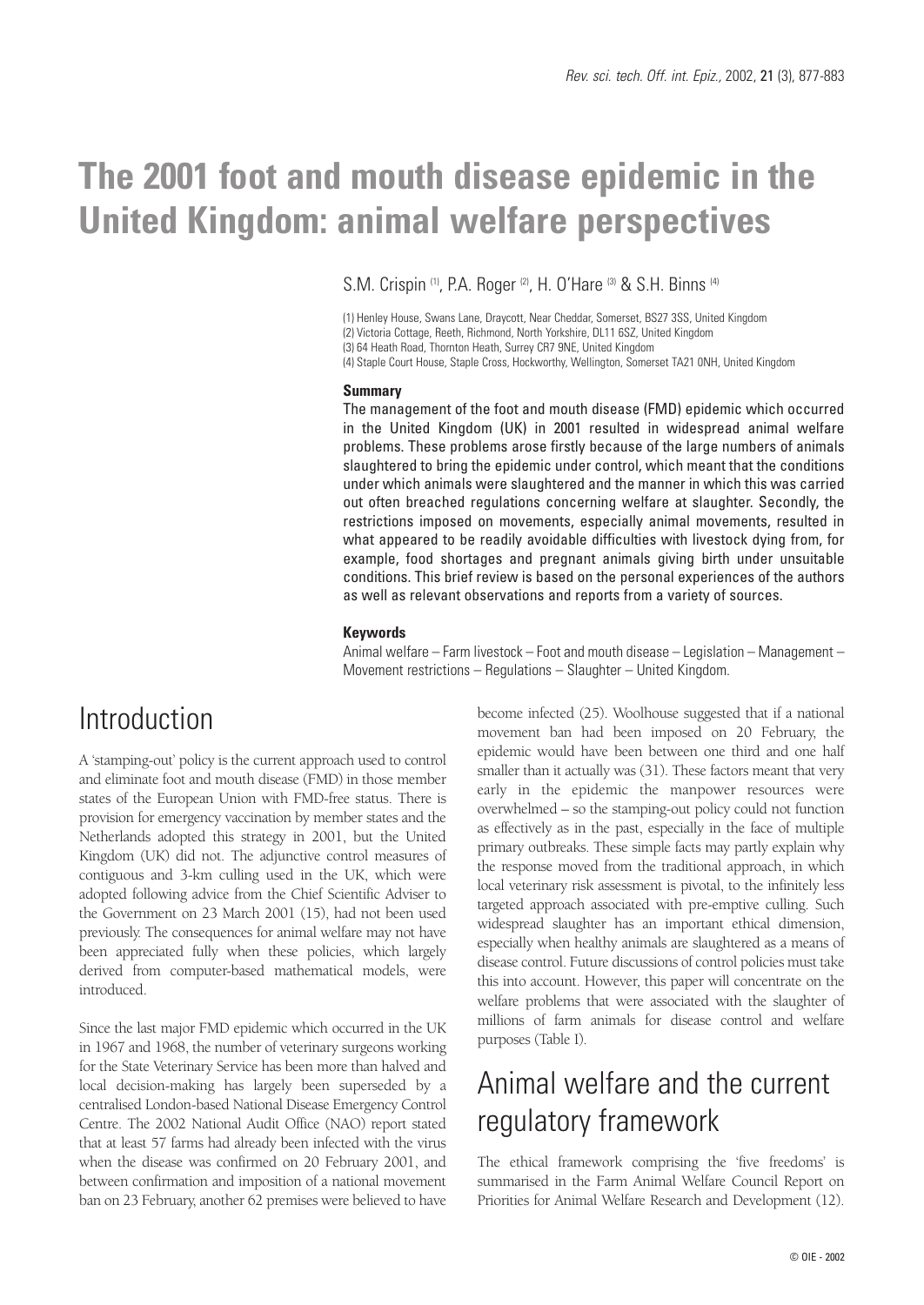# The 2001 foot and mouth disease epidemic in the United Kingdom: animal welfare perspectives

S.M. Crispin [(1)], P.A. Roger [(2)], H. O'Hare [(3)] & S.H. Binns [(4)]

(1) Henley House, Swans Lane, Draycott, Near Cheddar, Somerset, BS27 3SS, United Kingdom
(2) Victoria Cottage, Reeth, Richmond, North Yorkshire, DL11 6SZ, United Kingdom
(3) 64 Heath Road, Thornton Heath, Surrey CR7 9NE, United Kingdom
(4) Staple Court House, Staple Cross, Hockworthy, Wellington, Somerset TA21 0NH, United Kingdom

### Summary

The management of the foot and mouth disease (FMD) epidemic which occurred in the United Kingdom (UK) in 2001 resulted in widespread animal welfare problems. These problems arose firstly because of the large numbers of animals slaughtered to bring the epidemic under control, which meant that the conditions under which animals were slaughtered and the manner in which this was carried out often breached regulations concerning welfare at slaughter. Secondly, the restrictions imposed on movements, especially animal movements, resulted in what appeared to be readily avoidable difficulties with livestock dying from, for example, food shortages and pregnant animals giving birth under unsuitable conditions. This brief review is based on the personal experiences of the authors as well as relevant observations and reports from a variety of sources.

### Keywords

Animal welfare – Farm livestock – Foot and mouth disease – Legislation – Management – Movement restrictions – Regulations – Slaughter – United Kingdom.

## Introduction

A 'stamping-out' policy is the current approach used to control and eliminate foot and mouth disease (FMD) in those member states of the European Union with FMD-free status. There is provision for emergency vaccination by member states and the Netherlands adopted this strategy in 2001, but the United Kingdom (UK) did not. The adjunctive control measures of contiguous and 3-km culling used in the UK, which were adopted following advice from the Chief Scientific Adviser to the Government on 23 March 2001 (15), had not been used previously. The consequences for animal welfare may not have been appreciated fully when these policies, which largely derived from computer-based mathematical models, were introduced.

Since the last major FMD epidemic which occurred in the UK in 1967 and 1968, the number of veterinary surgeons working for the State Veterinary Service has been more than halved and local decision-making has largely been superseded by a centralised London-based National Disease Emergency Control Centre. The 2002 National Audit Office (NAO) report stated that at least 57 farms had already been infected with the virus when the disease was confirmed on 20 February 2001, and between confirmation and imposition of a national movement ban on 23 February, another 62 premises were believed to have become infected (25). Woolhouse suggested that if a national movement ban had been imposed on 20 February, the epidemic would have been between one third and one half smaller than it actually was (31). These factors meant that very early in the epidemic the manpower resources were overwhelmed – so the stamping-out policy could not function as effectively as in the past, especially in the face of multiple primary outbreaks. These simple facts may partly explain why the response moved from the traditional approach, in which local veterinary risk assessment is pivotal, to the infinitely less targeted approach associated with pre-emptive culling. Such widespread slaughter has an important ethical dimension, especially when healthy animals are slaughtered as a means of disease control. Future discussions of control policies must take this into account. However, this paper will concentrate on the welfare problems that were associated with the slaughter of millions of farm animals for disease control and welfare purposes (Table I).

## Animal welfare and the current regulatory framework

The ethical framework comprising the 'five freedoms' is summarised in the Farm Animal Welfare Council Report on Priorities for Animal Welfare Research and Development (12).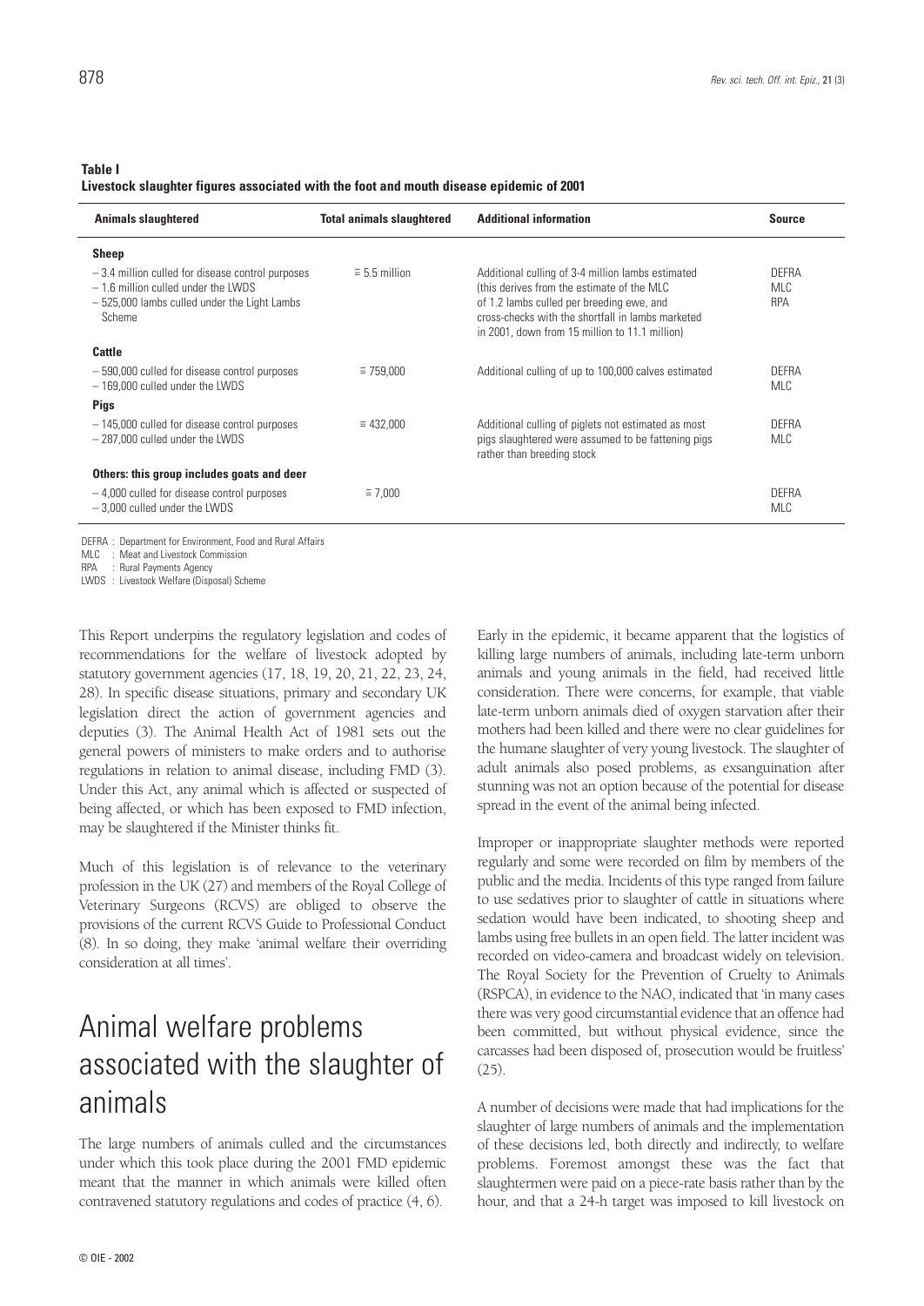**Table I**
**Livestock slaughter figures associated with the foot and mouth disease epidemic of 2001**

| Animals slaughtered | Total animals slaughtered | Additional information | Source |
|---|---|---|---|
| **Sheep** | | | |
| – 3.4 million culled for disease control purposes<br>– 1.6 million culled under the LWDS<br>– 525,000 lambs culled under the Light Lambs Scheme | ≅ 5.5 million | Additional culling of 3-4 million lambs estimated (this derives from the estimate of the MLC of 1.2 lambs culled per breeding ewe, and cross-checks with the shortfall in lambs marketed in 2001, down from 15 million to 11.1 million) | DEFRA<br>MLC<br>RPA |
| **Cattle** | | | |
| – 590,000 culled for disease control purposes<br>– 169,000 culled under the LWDS | ≅ 759,000 | Additional culling of up to 100,000 calves estimated | DEFRA<br>MLC |
| **Pigs** | | | |
| – 145,000 culled for disease control purposes<br>– 287,000 culled under the LWDS | ≅ 432,000 | Additional culling of piglets not estimated as most pigs slaughtered were assumed to be fattening pigs rather than breeding stock | DEFRA<br>MLC |
| **Others: this group includes goats and deer** | | | |
| – 4,000 culled for disease control purposes<br>– 3,000 culled under the LWDS | ≅ 7,000 | | DEFRA<br>MLC |

DEFRA : Department for Environment, Food and Rural Affairs
MLC : Meat and Livestock Commission
RPA : Rural Payments Agency
LWDS : Livestock Welfare (Disposal) Scheme

This Report underpins the regulatory legislation and codes of recommendations for the welfare of livestock adopted by statutory government agencies (17, 18, 19, 20, 21, 22, 23, 24, 28). In specific disease situations, primary and secondary UK legislation direct the action of government agencies and deputies (3). The Animal Health Act of 1981 sets out the general powers of ministers to make orders and to authorise regulations in relation to animal disease, including FMD (3). Under this Act, any animal which is affected or suspected of being affected, or which has been exposed to FMD infection, may be slaughtered if the Minister thinks fit.

Much of this legislation is of relevance to the veterinary profession in the UK (27) and members of the Royal College of Veterinary Surgeons (RCVS) are obliged to observe the provisions of the current RCVS Guide to Professional Conduct (8). In so doing, they make 'animal welfare their overriding consideration at all times'.

# Animal welfare problems associated with the slaughter of animals

The large numbers of animals culled and the circumstances under which this took place during the 2001 FMD epidemic meant that the manner in which animals were killed often contravened statutory regulations and codes of practice (4, 6).

Early in the epidemic, it became apparent that the logistics of killing large numbers of animals, including late-term unborn animals and young animals in the field, had received little consideration. There were concerns, for example, that viable late-term unborn animals died of oxygen starvation after their mothers had been killed and there were no clear guidelines for the humane slaughter of very young livestock. The slaughter of adult animals also posed problems, as exsanguination after stunning was not an option because of the potential for disease spread in the event of the animal being infected.

Improper or inappropriate slaughter methods were reported regularly and some were recorded on film by members of the public and the media. Incidents of this type ranged from failure to use sedatives prior to slaughter of cattle in situations where sedation would have been indicated, to shooting sheep and lambs using free bullets in an open field. The latter incident was recorded on video-camera and broadcast widely on television. The Royal Society for the Prevention of Cruelty to Animals (RSPCA), in evidence to the NAO, indicated that 'in many cases there was very good circumstantial evidence that an offence had been committed, but without physical evidence, since the carcasses had been disposed of, prosecution would be fruitless' (25).

A number of decisions were made that had implications for the slaughter of large numbers of animals and the implementation of these decisions led, both directly and indirectly, to welfare problems. Foremost amongst these was the fact that slaughtermen were paid on a piece-rate basis rather than by the hour, and that a 24-h target was imposed to kill livestock on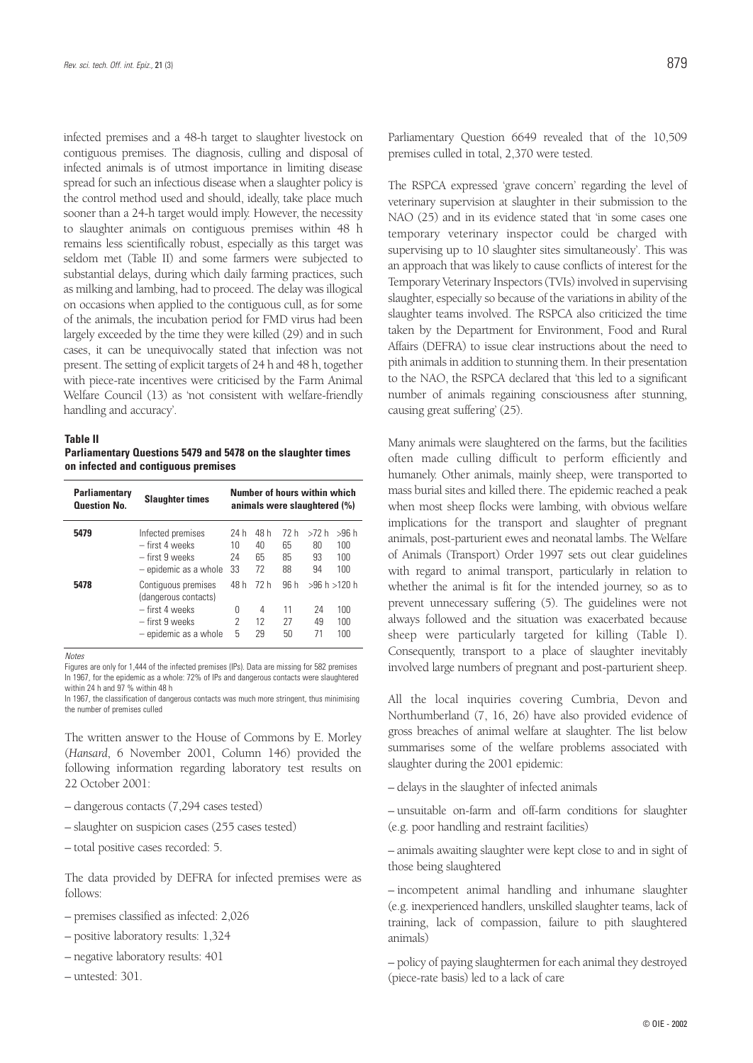infected premises and a 48-h target to slaughter livestock on contiguous premises. The diagnosis, culling and disposal of infected animals is of utmost importance in limiting disease spread for such an infectious disease when a slaughter policy is the control method used and should, ideally, take place much sooner than a 24-h target would imply. However, the necessity to slaughter animals on contiguous premises within 48 h remains less scientifically robust, especially as this target was seldom met (Table II) and some farmers were subjected to substantial delays, during which daily farming practices, such as milking and lambing, had to proceed. The delay was illogical on occasions when applied to the contiguous cull, as for some of the animals, the incubation period for FMD virus had been largely exceeded by the time they were killed (29) and in such cases, it can be unequivocally stated that infection was not present. The setting of explicit targets of 24 h and 48 h, together with piece-rate incentives were criticised by the Farm Animal Welfare Council (13) as 'not consistent with welfare-friendly handling and accuracy'.

**Table II**
**Parliamentary Questions 5479 and 5478 on the slaughter times on infected and contiguous premises**

| Parliamentary Question No. | Slaughter times | Number of hours within which animals were slaughtered (%) | | | | |
|---|---|---|---|---|---|---|
| **5479** | Infected premises | 24 h | 48 h | 72 h | >72 h | >96 h |
| | – first 4 weeks | 10 | 40 | 65 | 80 | 100 |
| | – first 9 weeks | 24 | 65 | 85 | 93 | 100 |
| | – epidemic as a whole | 33 | 72 | 88 | 94 | 100 |
| **5478** | Contiguous premises (dangerous contacts) | 48 h | 72 h | 96 h | >96 h | >120 h |
| | – first 4 weeks | 0 | 4 | 11 | 24 | 100 |
| | – first 9 weeks | 2 | 12 | 27 | 49 | 100 |
| | – epidemic as a whole | 5 | 29 | 50 | 71 | 100 |

*Notes*
Figures are only for 1,444 of the infected premises (IPs). Data are missing for 582 premises
In 1967, for the epidemic as a whole: 72% of IPs and dangerous contacts were slaughtered within 24 h and 97 % within 48 h
In 1967, the classification of dangerous contacts was much more stringent, thus minimising the number of premises culled

The written answer to the House of Commons by E. Morley (*Hansard*, 6 November 2001, Column 146) provided the following information regarding laboratory test results on 22 October 2001:

– dangerous contacts (7,294 cases tested)

– slaughter on suspicion cases (255 cases tested)

– total positive cases recorded: 5.

The data provided by DEFRA for infected premises were as follows:

– premises classified as infected: 2,026

– positive laboratory results: 1,324

– negative laboratory results: 401

– untested: 301.

Parliamentary Question 6649 revealed that of the 10,509 premises culled in total, 2,370 were tested.

The RSPCA expressed 'grave concern' regarding the level of veterinary supervision at slaughter in their submission to the NAO (25) and in its evidence stated that 'in some cases one temporary veterinary inspector could be charged with supervising up to 10 slaughter sites simultaneously'. This was an approach that was likely to cause conflicts of interest for the Temporary Veterinary Inspectors (TVIs) involved in supervising slaughter, especially so because of the variations in ability of the slaughter teams involved. The RSPCA also criticized the time taken by the Department for Environment, Food and Rural Affairs (DEFRA) to issue clear instructions about the need to pith animals in addition to stunning them. In their presentation to the NAO, the RSPCA declared that 'this led to a significant number of animals regaining consciousness after stunning, causing great suffering' (25).

Many animals were slaughtered on the farms, but the facilities often made culling difficult to perform efficiently and humanely. Other animals, mainly sheep, were transported to mass burial sites and killed there. The epidemic reached a peak when most sheep flocks were lambing, with obvious welfare implications for the transport and slaughter of pregnant animals, post-parturient ewes and neonatal lambs. The Welfare of Animals (Transport) Order 1997 sets out clear guidelines with regard to animal transport, particularly in relation to whether the animal is fit for the intended journey, so as to prevent unnecessary suffering (5). The guidelines were not always followed and the situation was exacerbated because sheep were particularly targeted for killing (Table I). Consequently, transport to a place of slaughter inevitably involved large numbers of pregnant and post-parturient sheep.

All the local inquiries covering Cumbria, Devon and Northumberland (7, 16, 26) have also provided evidence of gross breaches of animal welfare at slaughter. The list below summarises some of the welfare problems associated with slaughter during the 2001 epidemic:

– delays in the slaughter of infected animals

– unsuitable on-farm and off-farm conditions for slaughter (e.g. poor handling and restraint facilities)

– animals awaiting slaughter were kept close to and in sight of those being slaughtered

– incompetent animal handling and inhumane slaughter (e.g. inexperienced handlers, unskilled slaughter teams, lack of training, lack of compassion, failure to pith slaughtered animals)

– policy of paying slaughtermen for each animal they destroyed (piece-rate basis) led to a lack of care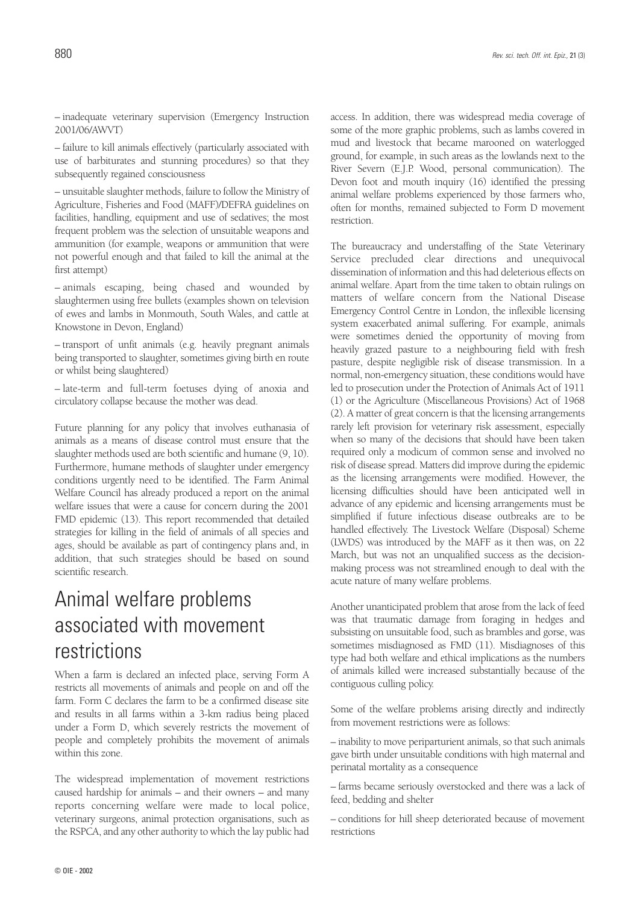– inadequate veterinary supervision (Emergency Instruction 2001/06/AWVT)

– failure to kill animals effectively (particularly associated with use of barbiturates and stunning procedures) so that they subsequently regained consciousness

– unsuitable slaughter methods, failure to follow the Ministry of Agriculture, Fisheries and Food (MAFF)/DEFRA guidelines on facilities, handling, equipment and use of sedatives; the most frequent problem was the selection of unsuitable weapons and ammunition (for example, weapons or ammunition that were not powerful enough and that failed to kill the animal at the first attempt)

– animals escaping, being chased and wounded by slaughtermen using free bullets (examples shown on television of ewes and lambs in Monmouth, South Wales, and cattle at Knowstone in Devon, England)

– transport of unfit animals (e.g. heavily pregnant animals being transported to slaughter, sometimes giving birth en route or whilst being slaughtered)

– late-term and full-term foetuses dying of anoxia and circulatory collapse because the mother was dead.

Future planning for any policy that involves euthanasia of animals as a means of disease control must ensure that the slaughter methods used are both scientific and humane (9, 10). Furthermore, humane methods of slaughter under emergency conditions urgently need to be identified. The Farm Animal Welfare Council has already produced a report on the animal welfare issues that were a cause for concern during the 2001 FMD epidemic (13). This report recommended that detailed strategies for killing in the field of animals of all species and ages, should be available as part of contingency plans and, in addition, that such strategies should be based on sound scientific research.

# Animal welfare problems associated with movement restrictions

When a farm is declared an infected place, serving Form A restricts all movements of animals and people on and off the farm. Form C declares the farm to be a confirmed disease site and results in all farms within a 3-km radius being placed under a Form D, which severely restricts the movement of people and completely prohibits the movement of animals within this zone.

The widespread implementation of movement restrictions caused hardship for animals – and their owners – and many reports concerning welfare were made to local police, veterinary surgeons, animal protection organisations, such as the RSPCA, and any other authority to which the lay public had access. In addition, there was widespread media coverage of some of the more graphic problems, such as lambs covered in mud and livestock that became marooned on waterlogged ground, for example, in such areas as the lowlands next to the River Severn (E.J.P. Wood, personal communication). The Devon foot and mouth inquiry (16) identified the pressing animal welfare problems experienced by those farmers who, often for months, remained subjected to Form D movement restriction.

The bureaucracy and understaffing of the State Veterinary Service precluded clear directions and unequivocal dissemination of information and this had deleterious effects on animal welfare. Apart from the time taken to obtain rulings on matters of welfare concern from the National Disease Emergency Control Centre in London, the inflexible licensing system exacerbated animal suffering. For example, animals were sometimes denied the opportunity of moving from heavily grazed pasture to a neighbouring field with fresh pasture, despite negligible risk of disease transmission. In a normal, non-emergency situation, these conditions would have led to prosecution under the Protection of Animals Act of 1911 (1) or the Agriculture (Miscellaneous Provisions) Act of 1968 (2). A matter of great concern is that the licensing arrangements rarely left provision for veterinary risk assessment, especially when so many of the decisions that should have been taken required only a modicum of common sense and involved no risk of disease spread. Matters did improve during the epidemic as the licensing arrangements were modified. However, the licensing difficulties should have been anticipated well in advance of any epidemic and licensing arrangements must be simplified if future infectious disease outbreaks are to be handled effectively. The Livestock Welfare (Disposal) Scheme (LWDS) was introduced by the MAFF as it then was, on 22 March, but was not an unqualified success as the decision-making process was not streamlined enough to deal with the acute nature of many welfare problems.

Another unanticipated problem that arose from the lack of feed was that traumatic damage from foraging in hedges and subsisting on unsuitable food, such as brambles and gorse, was sometimes misdiagnosed as FMD (11). Misdiagnoses of this type had both welfare and ethical implications as the numbers of animals killed were increased substantially because of the contiguous culling policy.

Some of the welfare problems arising directly and indirectly from movement restrictions were as follows:

– inability to move periparturient animals, so that such animals gave birth under unsuitable conditions with high maternal and perinatal mortality as a consequence

– farms became seriously overstocked and there was a lack of feed, bedding and shelter

– conditions for hill sheep deteriorated because of movement restrictions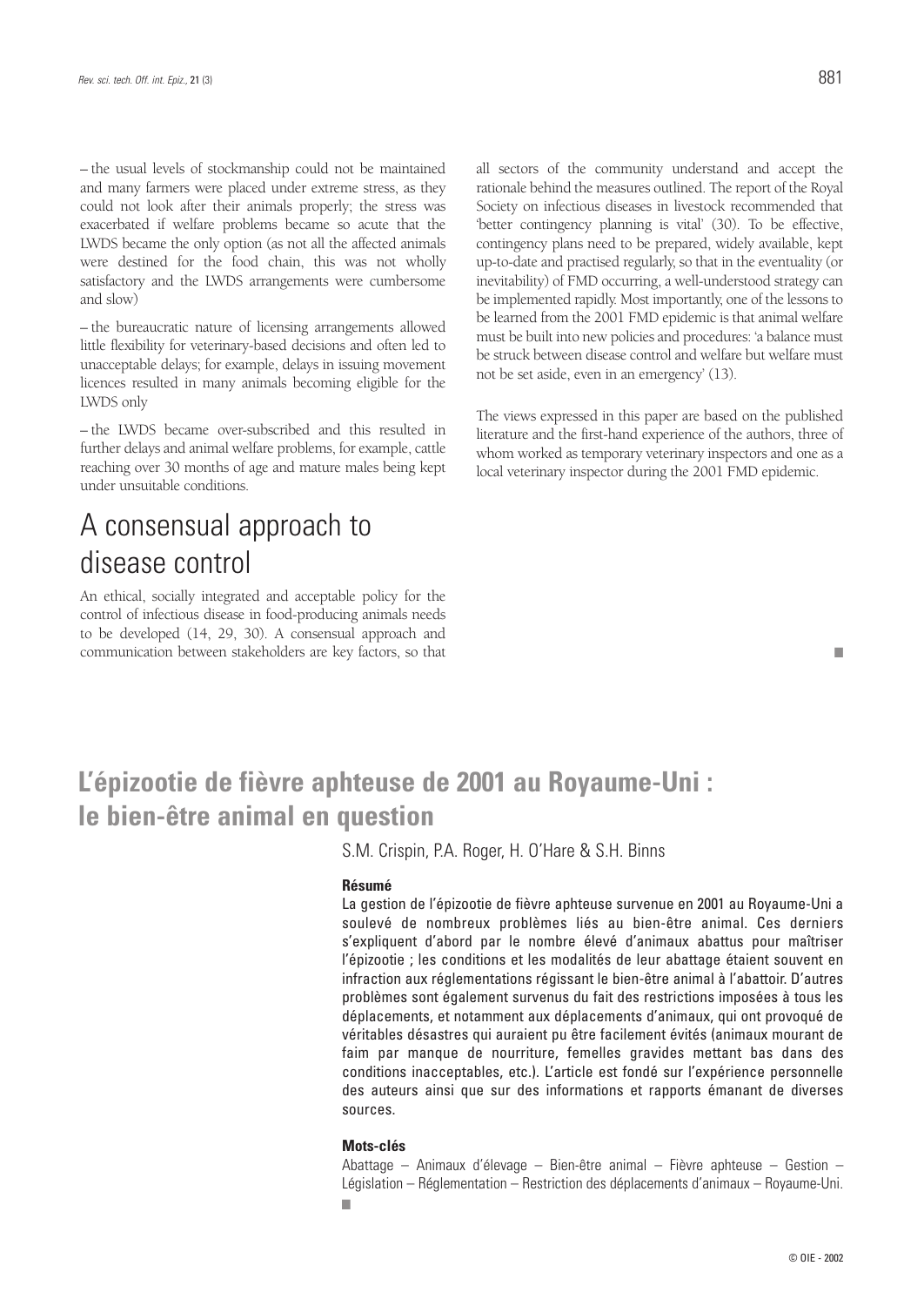– the usual levels of stockmanship could not be maintained and many farmers were placed under extreme stress, as they could not look after their animals properly; the stress was exacerbated if welfare problems became so acute that the LWDS became the only option (as not all the affected animals were destined for the food chain, this was not wholly satisfactory and the LWDS arrangements were cumbersome and slow)

– the bureaucratic nature of licensing arrangements allowed little flexibility for veterinary-based decisions and often led to unacceptable delays; for example, delays in issuing movement licences resulted in many animals becoming eligible for the LWDS only

– the LWDS became over-subscribed and this resulted in further delays and animal welfare problems, for example, cattle reaching over 30 months of age and mature males being kept under unsuitable conditions.

# A consensual approach to disease control

An ethical, socially integrated and acceptable policy for the control of infectious disease in food-producing animals needs to be developed (14, 29, 30). A consensual approach and communication between stakeholders are key factors, so that all sectors of the community understand and accept the rationale behind the measures outlined. The report of the Royal Society on infectious diseases in livestock recommended that 'better contingency planning is vital' (30). To be effective, contingency plans need to be prepared, widely available, kept up-to-date and practised regularly, so that in the eventuality (or inevitability) of FMD occurring, a well-understood strategy can be implemented rapidly. Most importantly, one of the lessons to be learned from the 2001 FMD epidemic is that animal welfare must be built into new policies and procedures: 'a balance must be struck between disease control and welfare but welfare must not be set aside, even in an emergency' (13).

The views expressed in this paper are based on the published literature and the first-hand experience of the authors, three of whom worked as temporary veterinary inspectors and one as a local veterinary inspector during the 2001 FMD epidemic.

■

# L'épizootie de fièvre aphteuse de 2001 au Royaume-Uni : le bien-être animal en question

S.M. Crispin, P.A. Roger, H. O'Hare & S.H. Binns

### Résumé

La gestion de l'épizootie de fièvre aphteuse survenue en 2001 au Royaume-Uni a soulevé de nombreux problèmes liés au bien-être animal. Ces derniers s'expliquent d'abord par le nombre élevé d'animaux abattus pour maîtriser l'épizootie ; les conditions et les modalités de leur abattage étaient souvent en infraction aux réglementations régissant le bien-être animal à l'abattoir. D'autres problèmes sont également survenus du fait des restrictions imposées à tous les déplacements, et notamment aux déplacements d'animaux, qui ont provoqué de véritables désastres qui auraient pu être facilement évités (animaux mourant de faim par manque de nourriture, femelles gravides mettant bas dans des conditions inacceptables, etc.). L'article est fondé sur l'expérience personnelle des auteurs ainsi que sur des informations et rapports émanant de diverses sources.

### Mots-clés

Abattage – Animaux d'élevage – Bien-être animal – Fièvre aphteuse – Gestion – Législation – Réglementation – Restriction des déplacements d'animaux – Royaume-Uni.

■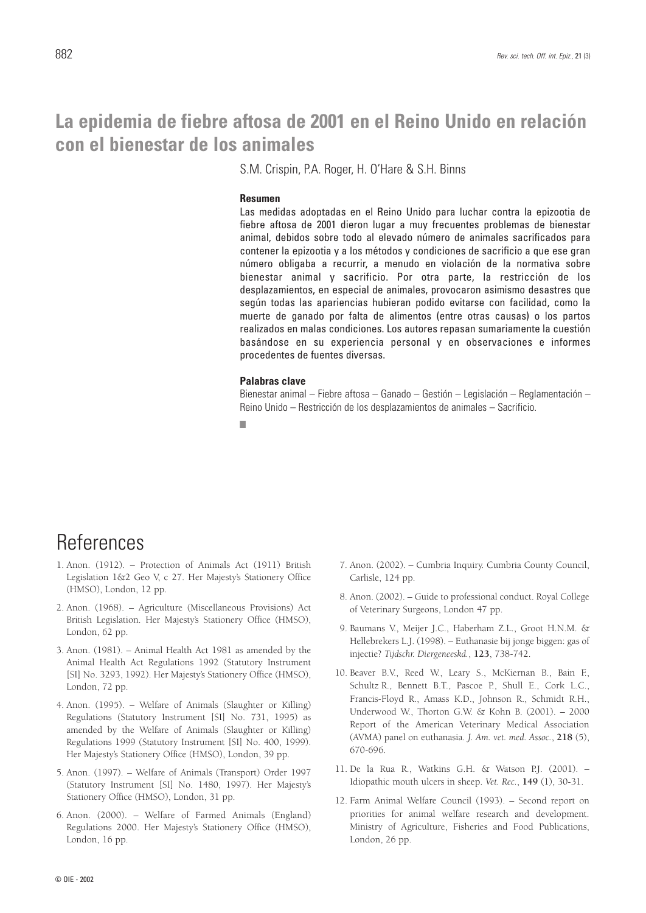# La epidemia de fiebre aftosa de 2001 en el Reino Unido en relación con el bienestar de los animales

S.M. Crispin, P.A. Roger, H. O'Hare & S.H. Binns

### Resumen

Las medidas adoptadas en el Reino Unido para luchar contra la epizootia de fiebre aftosa de 2001 dieron lugar a muy frecuentes problemas de bienestar animal, debidos sobre todo al elevado número de animales sacrificados para contener la epizootia y a los métodos y condiciones de sacrificio a que ese gran número obligaba a recurrir, a menudo en violación de la normativa sobre bienestar animal y sacrificio. Por otra parte, la restricción de los desplazamientos, en especial de animales, provocaron asimismo desastres que según todas las apariencias hubieran podido evitarse con facilidad, como la muerte de ganado por falta de alimentos (entre otras causas) o los partos realizados en malas condiciones. Los autores repasan sumariamente la cuestión basándose en su experiencia personal y en observaciones e informes procedentes de fuentes diversas.

### Palabras clave

Bienestar animal – Fiebre aftosa – Ganado – Gestión – Legislación – Reglamentación – Reino Unido – Restricción de los desplazamientos de animales – Sacrificio.

# References

1. Anon. (1912). – Protection of Animals Act (1911) British Legislation 1&2 Geo V, c 27. Her Majesty's Stationery Office (HMSO), London, 12 pp.

2. Anon. (1968). – Agriculture (Miscellaneous Provisions) Act British Legislation. Her Majesty's Stationery Office (HMSO), London, 62 pp.

3. Anon. (1981). – Animal Health Act 1981 as amended by the Animal Health Act Regulations 1992 (Statutory Instrument [SI] No. 3293, 1992). Her Majesty's Stationery Office (HMSO), London, 72 pp.

4. Anon. (1995). – Welfare of Animals (Slaughter or Killing) Regulations (Statutory Instrument [SI] No. 731, 1995) as amended by the Welfare of Animals (Slaughter or Killing) Regulations 1999 (Statutory Instrument [SI] No. 400, 1999). Her Majesty's Stationery Office (HMSO), London, 39 pp.

5. Anon. (1997). – Welfare of Animals (Transport) Order 1997 (Statutory Instrument [SI] No. 1480, 1997). Her Majesty's Stationery Office (HMSO), London, 31 pp.

6. Anon. (2000). – Welfare of Farmed Animals (England) Regulations 2000. Her Majesty's Stationery Office (HMSO), London, 16 pp.

7. Anon. (2002). – Cumbria Inquiry. Cumbria County Council, Carlisle, 124 pp.

8. Anon. (2002). – Guide to professional conduct. Royal College of Veterinary Surgeons, London 47 pp.

9. Baumans V., Meijer J.C., Haberham Z.L., Groot H.N.M. & Hellebrekers L.J. (1998). – Euthanasie bij jonge biggen: gas of injectie? *Tijdschr. Diergeneeskd.*, **123**, 738-742.

10. Beaver B.V., Reed W., Leary S., McKiernan B., Bain F., Schultz R., Bennett B.T., Pascoe P., Shull E., Cork L.C., Francis-Floyd R., Amass K.D., Johnson R., Schmidt R.H., Underwood W., Thorton G.W. & Kohn B. (2001). – 2000 Report of the American Veterinary Medical Association (AVMA) panel on euthanasia. *J. Am. vet. med. Assoc.*, **218** (5), 670-696.

11. De la Rua R., Watkins G.H. & Watson P.J. (2001). – Idiopathic mouth ulcers in sheep. *Vet. Rec.*, **149** (1), 30-31.

12. Farm Animal Welfare Council (1993). – Second report on priorities for animal welfare research and development. Ministry of Agriculture, Fisheries and Food Publications, London, 26 pp.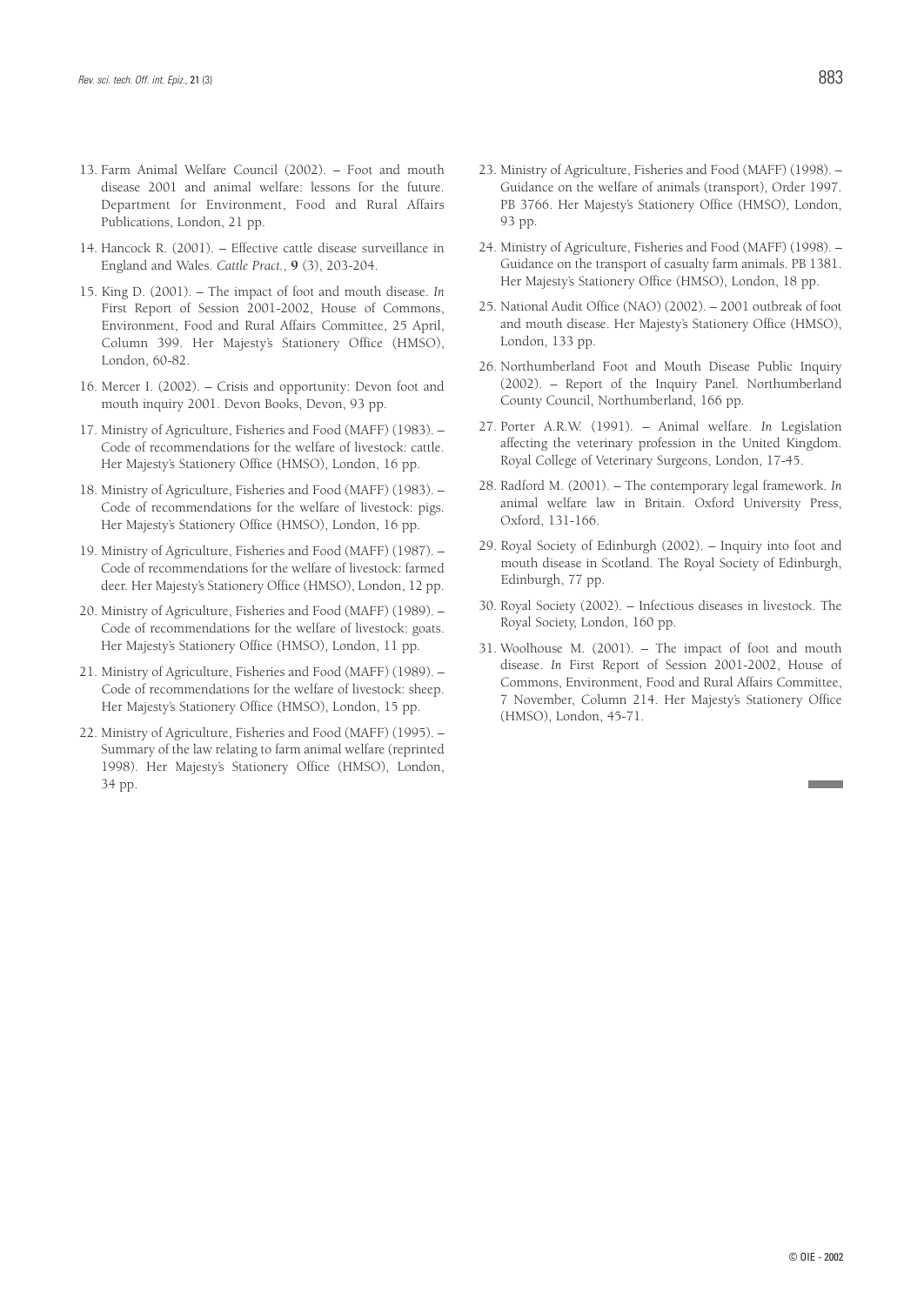13. Farm Animal Welfare Council (2002). – Foot and mouth disease 2001 and animal welfare: lessons for the future. Department for Environment, Food and Rural Affairs Publications, London, 21 pp.

14. Hancock R. (2001). – Effective cattle disease surveillance in England and Wales. *Cattle Pract.*, **9** (3), 203-204.

15. King D. (2001). – The impact of foot and mouth disease. *In* First Report of Session 2001-2002, House of Commons, Environment, Food and Rural Affairs Committee, 25 April, Column 399. Her Majesty's Stationery Office (HMSO), London, 60-82.

16. Mercer I. (2002). – Crisis and opportunity: Devon foot and mouth inquiry 2001. Devon Books, Devon, 93 pp.

17. Ministry of Agriculture, Fisheries and Food (MAFF) (1983). – Code of recommendations for the welfare of livestock: cattle. Her Majesty's Stationery Office (HMSO), London, 16 pp.

18. Ministry of Agriculture, Fisheries and Food (MAFF) (1983). – Code of recommendations for the welfare of livestock: pigs. Her Majesty's Stationery Office (HMSO), London, 16 pp.

19. Ministry of Agriculture, Fisheries and Food (MAFF) (1987). – Code of recommendations for the welfare of livestock: farmed deer. Her Majesty's Stationery Office (HMSO), London, 12 pp.

20. Ministry of Agriculture, Fisheries and Food (MAFF) (1989). – Code of recommendations for the welfare of livestock: goats. Her Majesty's Stationery Office (HMSO), London, 11 pp.

21. Ministry of Agriculture, Fisheries and Food (MAFF) (1989). – Code of recommendations for the welfare of livestock: sheep. Her Majesty's Stationery Office (HMSO), London, 15 pp.

22. Ministry of Agriculture, Fisheries and Food (MAFF) (1995). – Summary of the law relating to farm animal welfare (reprinted 1998). Her Majesty's Stationery Office (HMSO), London, 34 pp.

23. Ministry of Agriculture, Fisheries and Food (MAFF) (1998). – Guidance on the welfare of animals (transport), Order 1997. PB 3766. Her Majesty's Stationery Office (HMSO), London, 93 pp.

24. Ministry of Agriculture, Fisheries and Food (MAFF) (1998). – Guidance on the transport of casualty farm animals. PB 1381. Her Majesty's Stationery Office (HMSO), London, 18 pp.

25. National Audit Office (NAO) (2002). – 2001 outbreak of foot and mouth disease. Her Majesty's Stationery Office (HMSO), London, 133 pp.

26. Northumberland Foot and Mouth Disease Public Inquiry (2002). – Report of the Inquiry Panel. Northumberland County Council, Northumberland, 166 pp.

27. Porter A.R.W. (1991). – Animal welfare. *In* Legislation affecting the veterinary profession in the United Kingdom. Royal College of Veterinary Surgeons, London, 17-45.

28. Radford M. (2001). – The contemporary legal framework. *In* animal welfare law in Britain. Oxford University Press, Oxford, 131-166.

29. Royal Society of Edinburgh (2002). – Inquiry into foot and mouth disease in Scotland. The Royal Society of Edinburgh, Edinburgh, 77 pp.

30. Royal Society (2002). – Infectious diseases in livestock. The Royal Society, London, 160 pp.

31. Woolhouse M. (2001). – The impact of foot and mouth disease. *In* First Report of Session 2001-2002, House of Commons, Environment, Food and Rural Affairs Committee, 7 November, Column 214. Her Majesty's Stationery Office (HMSO), London, 45-71.